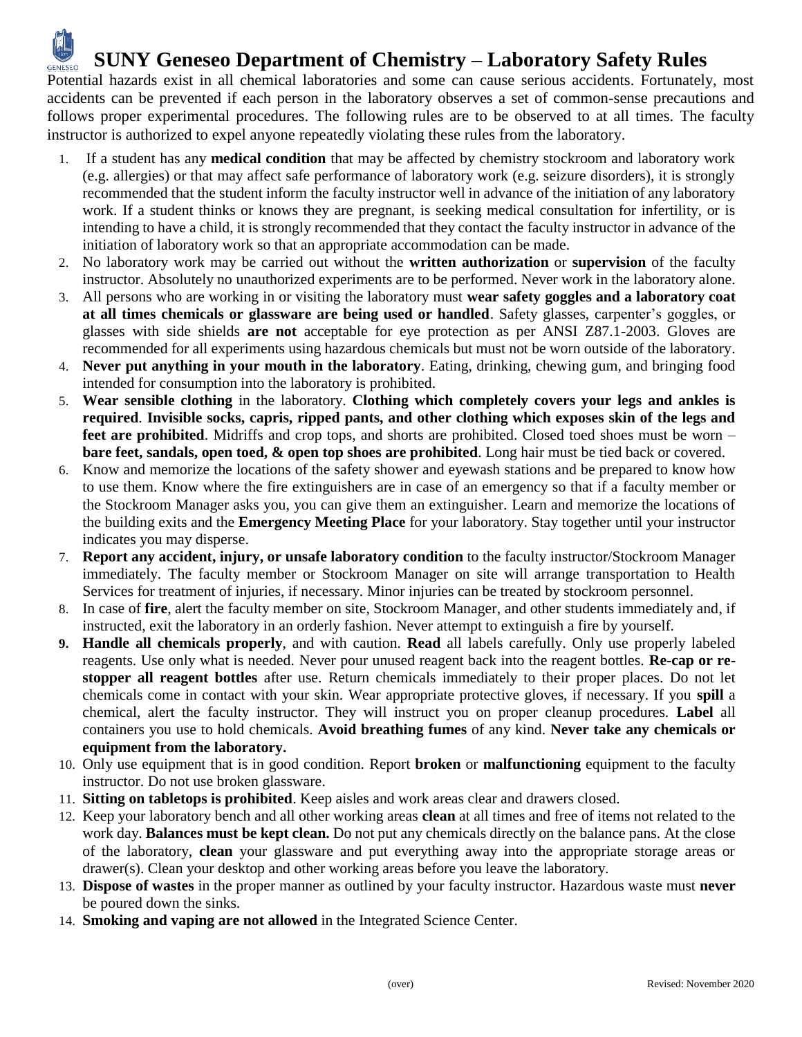# SUNY Geneseo Department of Chemistry – Laboratory Safety Rules

Potential hazards exist in all chemical laboratories and some can cause serious accidents. Fortunately, most accidents can be prevented if each person in the laboratory observes a set of common-sense precautions and follows proper experimental procedures. The following rules are to be observed to at all times. The faculty instructor is authorized to expel anyone repeatedly violating these rules from the laboratory.

1. If a student has any **medical condition** that may be affected by chemistry stockroom and laboratory work (e.g. allergies) or that may affect safe performance of laboratory work (e.g. seizure disorders), it is strongly recommended that the student inform the faculty instructor well in advance of the initiation of any laboratory work. If a student thinks or knows they are pregnant, is seeking medical consultation for infertility, or is intending to have a child, it is strongly recommended that they contact the faculty instructor in advance of the initiation of laboratory work so that an appropriate accommodation can be made.
2. No laboratory work may be carried out without the **written authorization** or **supervision** of the faculty instructor. Absolutely no unauthorized experiments are to be performed. Never work in the laboratory alone.
3. All persons who are working in or visiting the laboratory must **wear safety goggles and a laboratory coat at all times chemicals or glassware are being used or handled**. Safety glasses, carpenter's goggles, or glasses with side shields **are not** acceptable for eye protection as per ANSI Z87.1-2003. Gloves are recommended for all experiments using hazardous chemicals but must not be worn outside of the laboratory.
4. **Never put anything in your mouth in the laboratory**. Eating, drinking, chewing gum, and bringing food intended for consumption into the laboratory is prohibited.
5. **Wear sensible clothing** in the laboratory. **Clothing which completely covers your legs and ankles is required**. **Invisible socks, capris, ripped pants, and other clothing which exposes skin of the legs and feet are prohibited**. Midriffs and crop tops, and shorts are prohibited. Closed toed shoes must be worn – **bare feet, sandals, open toed, & open top shoes are prohibited**. Long hair must be tied back or covered.
6. Know and memorize the locations of the safety shower and eyewash stations and be prepared to know how to use them. Know where the fire extinguishers are in case of an emergency so that if a faculty member or the Stockroom Manager asks you, you can give them an extinguisher. Learn and memorize the locations of the building exits and the **Emergency Meeting Place** for your laboratory. Stay together until your instructor indicates you may disperse.
7. **Report any accident, injury, or unsafe laboratory condition** to the faculty instructor/Stockroom Manager immediately. The faculty member or Stockroom Manager on site will arrange transportation to Health Services for treatment of injuries, if necessary. Minor injuries can be treated by stockroom personnel.
8. In case of **fire**, alert the faculty member on site, Stockroom Manager, and other students immediately and, if instructed, exit the laboratory in an orderly fashion. Never attempt to extinguish a fire by yourself.
9. **Handle all chemicals properly**, and with caution. **Read** all labels carefully. Only use properly labeled reagents. Use only what is needed. Never pour unused reagent back into the reagent bottles. **Re-cap or re-stopper all reagent bottles** after use. Return chemicals immediately to their proper places. Do not let chemicals come in contact with your skin. Wear appropriate protective gloves, if necessary. If you **spill** a chemical, alert the faculty instructor. They will instruct you on proper cleanup procedures. **Label** all containers you use to hold chemicals. **Avoid breathing fumes** of any kind. **Never take any chemicals or equipment from the laboratory.**
10. Only use equipment that is in good condition. Report **broken** or **malfunctioning** equipment to the faculty instructor. Do not use broken glassware.
11. **Sitting on tabletops is prohibited**. Keep aisles and work areas clear and drawers closed.
12. Keep your laboratory bench and all other working areas **clean** at all times and free of items not related to the work day. **Balances must be kept clean.** Do not put any chemicals directly on the balance pans. At the close of the laboratory, **clean** your glassware and put everything away into the appropriate storage areas or drawer(s). Clean your desktop and other working areas before you leave the laboratory.
13. **Dispose of wastes** in the proper manner as outlined by your faculty instructor. Hazardous waste must **never** be poured down the sinks.
14. **Smoking and vaping are not allowed** in the Integrated Science Center.

(over)

Revised: November 2020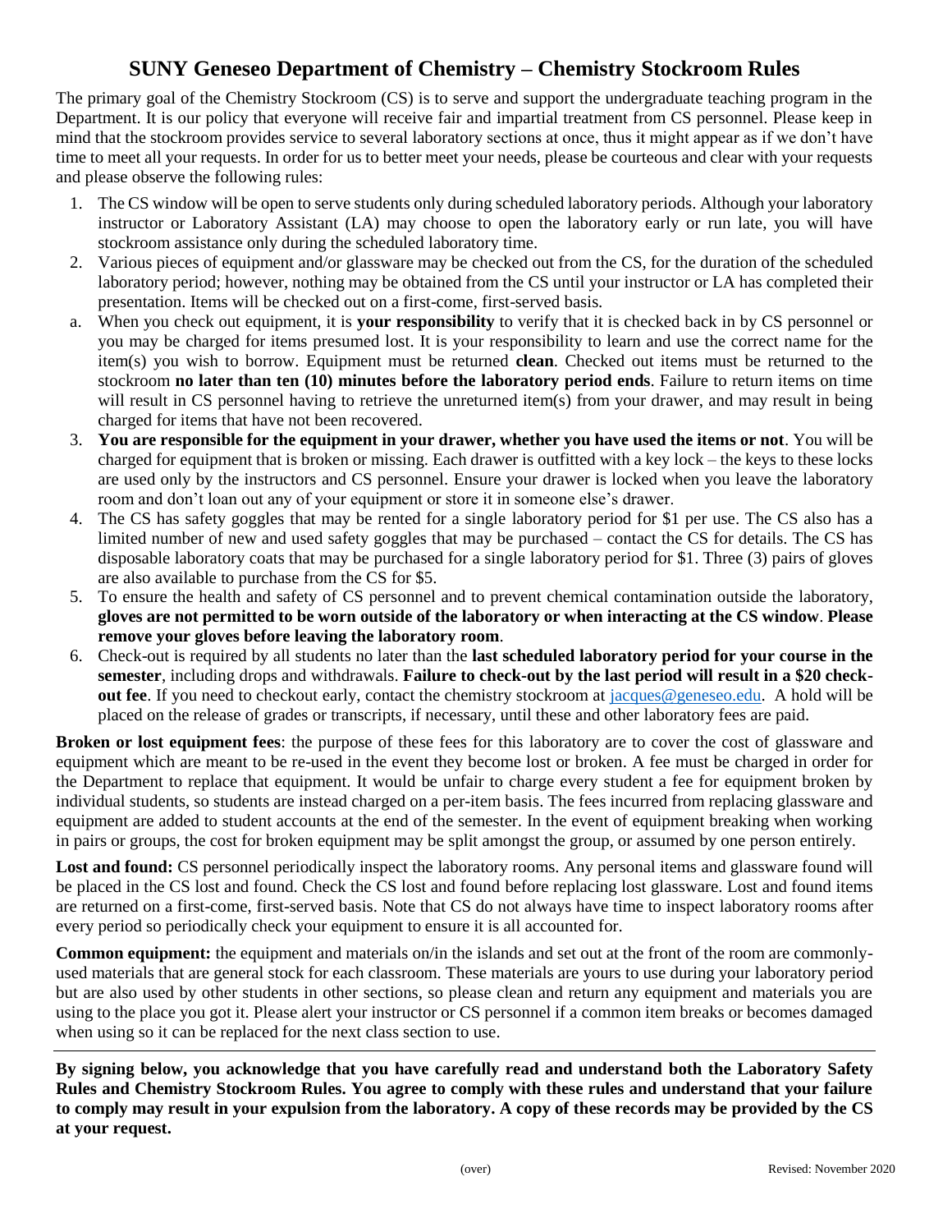# SUNY Geneseo Department of Chemistry – Chemistry Stockroom Rules

The primary goal of the Chemistry Stockroom (CS) is to serve and support the undergraduate teaching program in the Department. It is our policy that everyone will receive fair and impartial treatment from CS personnel. Please keep in mind that the stockroom provides service to several laboratory sections at once, thus it might appear as if we don't have time to meet all your requests. In order for us to better meet your needs, please be courteous and clear with your requests and please observe the following rules:

1. The CS window will be open to serve students only during scheduled laboratory periods. Although your laboratory instructor or Laboratory Assistant (LA) may choose to open the laboratory early or run late, you will have stockroom assistance only during the scheduled laboratory time.
2. Various pieces of equipment and/or glassware may be checked out from the CS, for the duration of the scheduled laboratory period; however, nothing may be obtained from the CS until your instructor or LA has completed their presentation. Items will be checked out on a first-come, first-served basis.
   a. When you check out equipment, it is **your responsibility** to verify that it is checked back in by CS personnel or you may be charged for items presumed lost. It is your responsibility to learn and use the correct name for the item(s) you wish to borrow. Equipment must be returned **clean**. Checked out items must be returned to the stockroom **no later than ten (10) minutes before the laboratory period ends**. Failure to return items on time will result in CS personnel having to retrieve the unreturned item(s) from your drawer, and may result in being charged for items that have not been recovered.
3. **You are responsible for the equipment in your drawer, whether you have used the items or not**. You will be charged for equipment that is broken or missing. Each drawer is outfitted with a key lock – the keys to these locks are used only by the instructors and CS personnel. Ensure your drawer is locked when you leave the laboratory room and don't loan out any of your equipment or store it in someone else's drawer.
4. The CS has safety goggles that may be rented for a single laboratory period for $1 per use. The CS also has a limited number of new and used safety goggles that may be purchased – contact the CS for details. The CS has disposable laboratory coats that may be purchased for a single laboratory period for $1. Three (3) pairs of gloves are also available to purchase from the CS for $5.
5. To ensure the health and safety of CS personnel and to prevent chemical contamination outside the laboratory, **gloves are not permitted to be worn outside of the laboratory or when interacting at the CS window**. **Please remove your gloves before leaving the laboratory room**.
6. Check-out is required by all students no later than the **last scheduled laboratory period for your course in the semester**, including drops and withdrawals. **Failure to check-out by the last period will result in a $20 check-out fee**. If you need to checkout early, contact the chemistry stockroom at jacques@geneseo.edu. A hold will be placed on the release of grades or transcripts, if necessary, until these and other laboratory fees are paid.

**Broken or lost equipment fees**: the purpose of these fees for this laboratory are to cover the cost of glassware and equipment which are meant to be re-used in the event they become lost or broken. A fee must be charged in order for the Department to replace that equipment. It would be unfair to charge every student a fee for equipment broken by individual students, so students are instead charged on a per-item basis. The fees incurred from replacing glassware and equipment are added to student accounts at the end of the semester. In the event of equipment breaking when working in pairs or groups, the cost for broken equipment may be split amongst the group, or assumed by one person entirely.

**Lost and found:** CS personnel periodically inspect the laboratory rooms. Any personal items and glassware found will be placed in the CS lost and found. Check the CS lost and found before replacing lost glassware. Lost and found items are returned on a first-come, first-served basis. Note that CS do not always have time to inspect laboratory rooms after every period so periodically check your equipment to ensure it is all accounted for.

**Common equipment:** the equipment and materials on/in the islands and set out at the front of the room are commonly-used materials that are general stock for each classroom. These materials are yours to use during your laboratory period but are also used by other students in other sections, so please clean and return any equipment and materials you are using to the place you got it. Please alert your instructor or CS personnel if a common item breaks or becomes damaged when using so it can be replaced for the next class section to use.

---

**By signing below, you acknowledge that you have carefully read and understand both the Laboratory Safety Rules and Chemistry Stockroom Rules. You agree to comply with these rules and understand that your failure to comply may result in your expulsion from the laboratory. A copy of these records may be provided by the CS at your request.**

(over)

Revised: November 2020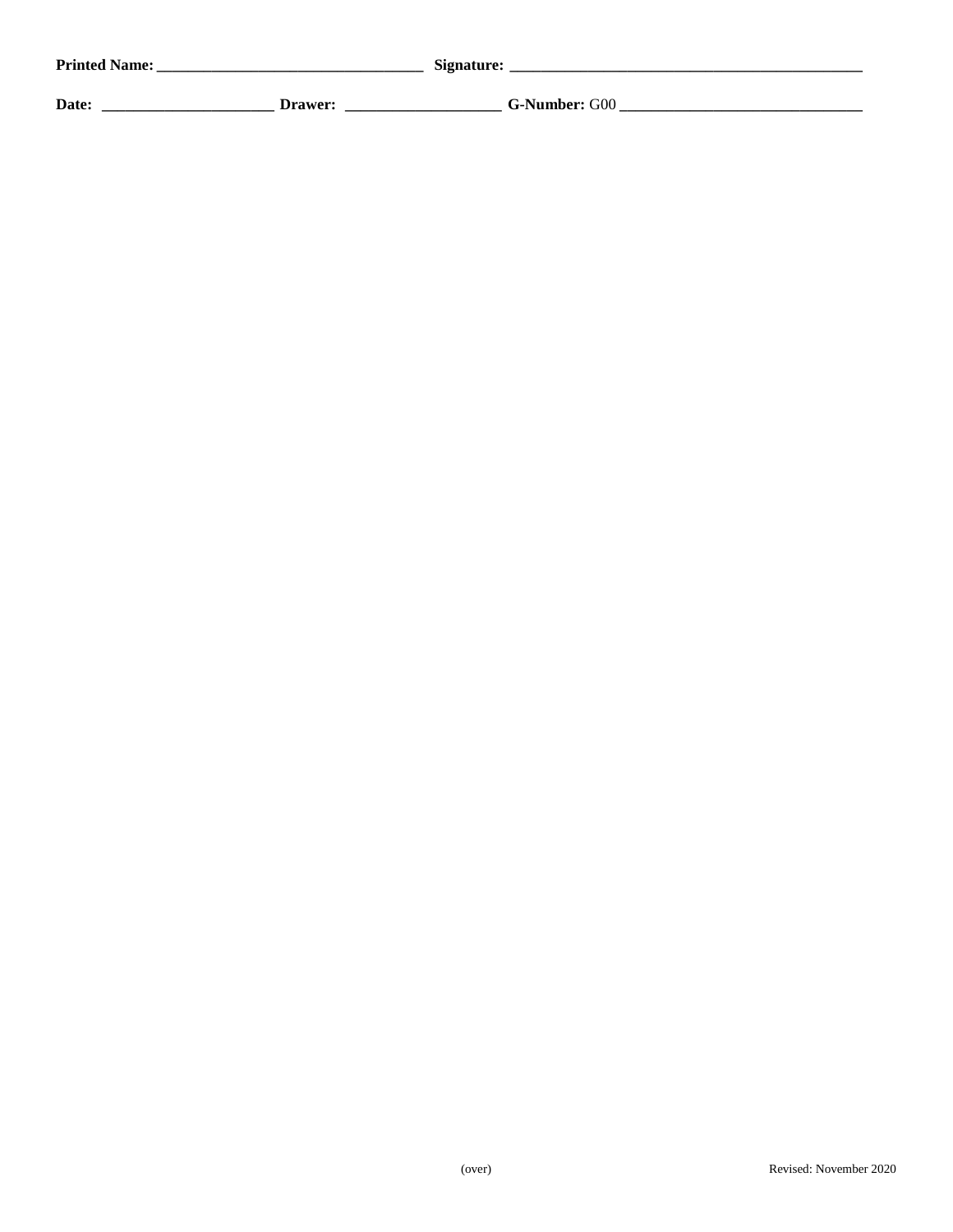**Printed Name:** ___________________________________ **Signature:** _______________________________________________

**Date:** _______________________ **Drawer:** _____________________ **G-Number:** G00 ________________________________

(over)

Revised: November 2020